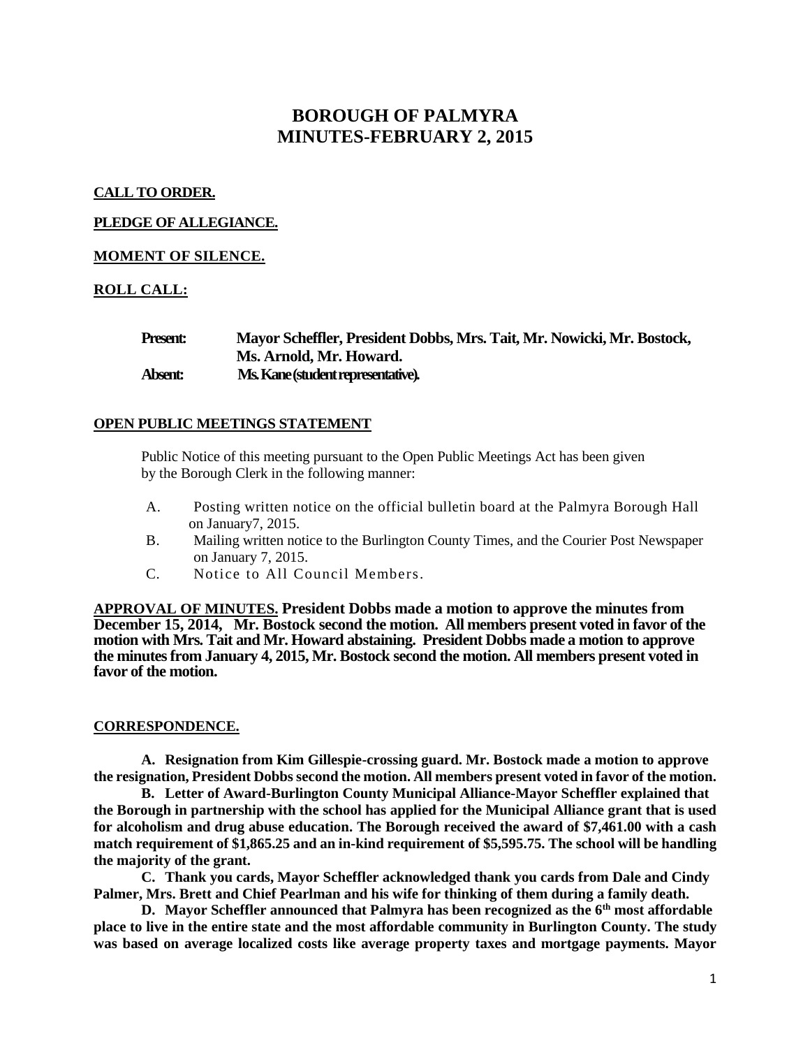# BOROUGH OF PALMYRA
# MINUTES-FEBRUARY 2, 2015

**CALL TO ORDER.**

**PLEDGE OF ALLEGIANCE.**

**MOMENT OF SILENCE.**

**ROLL CALL:**

**Present:** **Mayor Scheffler, President Dobbs, Mrs. Tait, Mr. Nowicki, Mr. Bostock, Ms. Arnold, Mr. Howard.**
**Absent:** **Ms. Kane (student representative).**

**OPEN PUBLIC MEETINGS STATEMENT**

Public Notice of this meeting pursuant to the Open Public Meetings Act has been given by the Borough Clerk in the following manner:

A. Posting written notice on the official bulletin board at the Palmyra Borough Hall on January7, 2015.
B. Mailing written notice to the Burlington County Times, and the Courier Post Newspaper on January 7, 2015.
C. Notice to All Council Members.

**APPROVAL OF MINUTES. President Dobbs made a motion to approve the minutes from December 15, 2014, Mr. Bostock second the motion. All members present voted in favor of the motion with Mrs. Tait and Mr. Howard abstaining. President Dobbs made a motion to approve the minutes from January 4, 2015, Mr. Bostock second the motion. All members present voted in favor of the motion.**

**CORRESPONDENCE.**

**A. Resignation from Kim Gillespie-crossing guard. Mr. Bostock made a motion to approve the resignation, President Dobbs second the motion. All members present voted in favor of the motion.**

**B. Letter of Award-Burlington County Municipal Alliance-Mayor Scheffler explained that the Borough in partnership with the school has applied for the Municipal Alliance grant that is used for alcoholism and drug abuse education. The Borough received the award of $7,461.00 with a cash match requirement of $1,865.25 and an in-kind requirement of $5,595.75. The school will be handling the majority of the grant.**

**C. Thank you cards, Mayor Scheffler acknowledged thank you cards from Dale and Cindy Palmer, Mrs. Brett and Chief Pearlman and his wife for thinking of them during a family death.**

**D. Mayor Scheffler announced that Palmyra has been recognized as the 6th most affordable place to live in the entire state and the most affordable community in Burlington County. The study was based on average localized costs like average property taxes and mortgage payments. Mayor**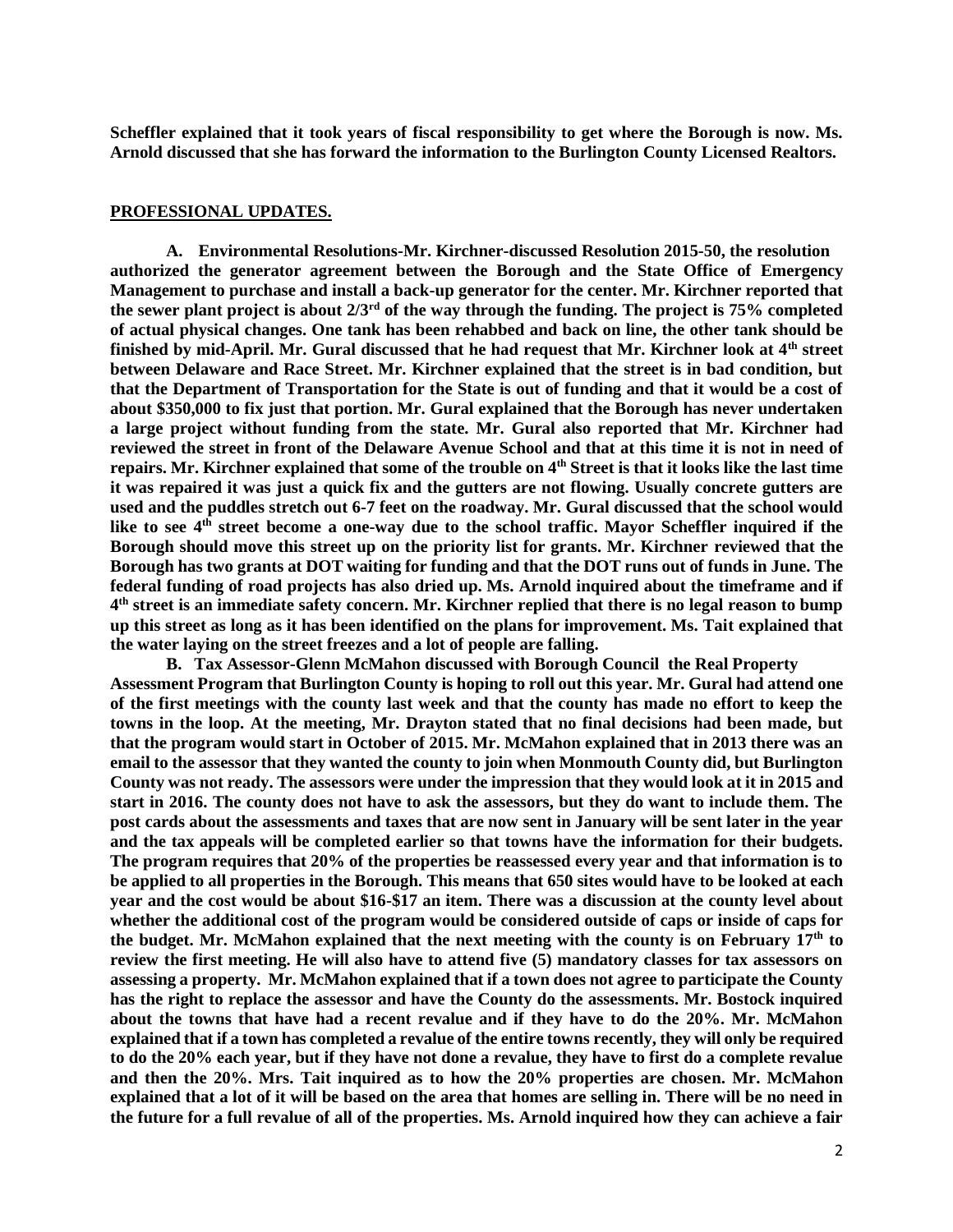**Scheffler explained that it took years of fiscal responsibility to get where the Borough is now. Ms. Arnold discussed that she has forward the information to the Burlington County Licensed Realtors.**

## PROFESSIONAL UPDATES.

**A. Environmental Resolutions-Mr. Kirchner-discussed Resolution 2015-50, the resolution authorized the generator agreement between the Borough and the State Office of Emergency Management to purchase and install a back-up generator for the center. Mr. Kirchner reported that the sewer plant project is about 2/3rd of the way through the funding. The project is 75% completed of actual physical changes. One tank has been rehabbed and back on line, the other tank should be finished by mid-April. Mr. Gural discussed that he had request that Mr. Kirchner look at 4th street between Delaware and Race Street. Mr. Kirchner explained that the street is in bad condition, but that the Department of Transportation for the State is out of funding and that it would be a cost of about $350,000 to fix just that portion. Mr. Gural explained that the Borough has never undertaken a large project without funding from the state. Mr. Gural also reported that Mr. Kirchner had reviewed the street in front of the Delaware Avenue School and that at this time it is not in need of repairs. Mr. Kirchner explained that some of the trouble on 4th Street is that it looks like the last time it was repaired it was just a quick fix and the gutters are not flowing. Usually concrete gutters are used and the puddles stretch out 6-7 feet on the roadway. Mr. Gural discussed that the school would like to see 4th street become a one-way due to the school traffic. Mayor Scheffler inquired if the Borough should move this street up on the priority list for grants. Mr. Kirchner reviewed that the Borough has two grants at DOT waiting for funding and that the DOT runs out of funds in June. The federal funding of road projects has also dried up. Ms. Arnold inquired about the timeframe and if 4th street is an immediate safety concern. Mr. Kirchner replied that there is no legal reason to bump up this street as long as it has been identified on the plans for improvement. Ms. Tait explained that the water laying on the street freezes and a lot of people are falling.**

**B. Tax Assessor-Glenn McMahon discussed with Borough Council the Real Property Assessment Program that Burlington County is hoping to roll out this year. Mr. Gural had attend one of the first meetings with the county last week and that the county has made no effort to keep the towns in the loop. At the meeting, Mr. Drayton stated that no final decisions had been made, but that the program would start in October of 2015. Mr. McMahon explained that in 2013 there was an email to the assessor that they wanted the county to join when Monmouth County did, but Burlington County was not ready. The assessors were under the impression that they would look at it in 2015 and start in 2016. The county does not have to ask the assessors, but they do want to include them. The post cards about the assessments and taxes that are now sent in January will be sent later in the year and the tax appeals will be completed earlier so that towns have the information for their budgets. The program requires that 20% of the properties be reassessed every year and that information is to be applied to all properties in the Borough. This means that 650 sites would have to be looked at each year and the cost would be about $16-$17 an item. There was a discussion at the county level about whether the additional cost of the program would be considered outside of caps or inside of caps for the budget. Mr. McMahon explained that the next meeting with the county is on February 17th to review the first meeting. He will also have to attend five (5) mandatory classes for tax assessors on assessing a property. Mr. McMahon explained that if a town does not agree to participate the County has the right to replace the assessor and have the County do the assessments. Mr. Bostock inquired about the towns that have had a recent revalue and if they have to do the 20%. Mr. McMahon explained that if a town has completed a revalue of the entire towns recently, they will only be required to do the 20% each year, but if they have not done a revalue, they have to first do a complete revalue and then the 20%. Mrs. Tait inquired as to how the 20% properties are chosen. Mr. McMahon explained that a lot of it will be based on the area that homes are selling in. There will be no need in the future for a full revalue of all of the properties. Ms. Arnold inquired how they can achieve a fair**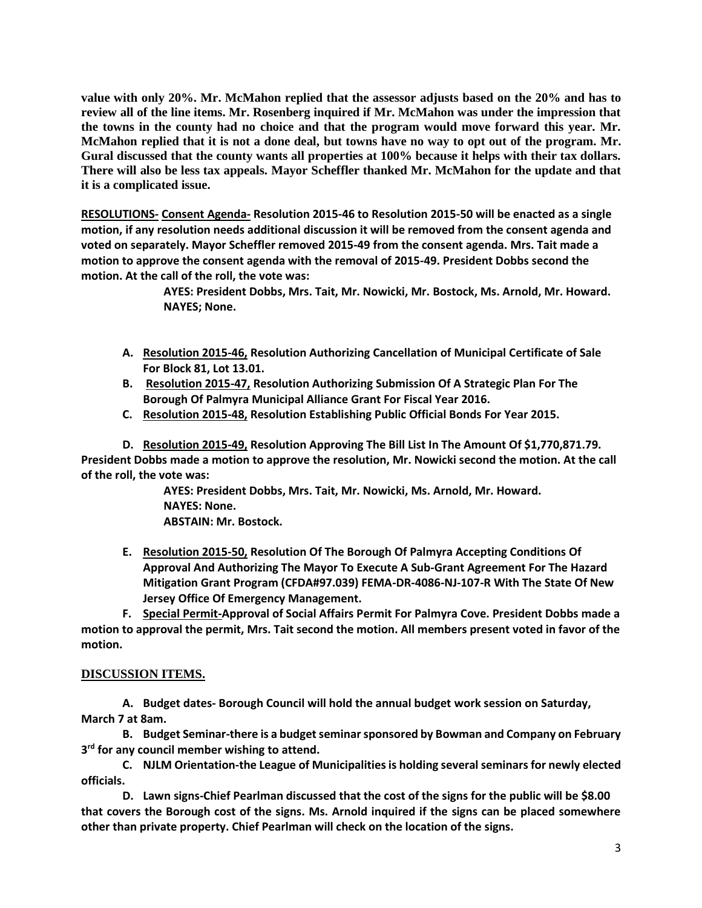**value with only 20%. Mr. McMahon replied that the assessor adjusts based on the 20% and has to review all of the line items. Mr. Rosenberg inquired if Mr. McMahon was under the impression that the towns in the county had no choice and that the program would move forward this year. Mr. McMahon replied that it is not a done deal, but towns have no way to opt out of the program. Mr. Gural discussed that the county wants all properties at 100% because it helps with their tax dollars. There will also be less tax appeals. Mayor Scheffler thanked Mr. McMahon for the update and that it is a complicated issue.**

**RESOLUTIONS- Consent Agenda- Resolution 2015-46 to Resolution 2015-50 will be enacted as a single motion, if any resolution needs additional discussion it will be removed from the consent agenda and voted on separately. Mayor Scheffler removed 2015-49 from the consent agenda. Mrs. Tait made a motion to approve the consent agenda with the removal of 2015-49. President Dobbs second the motion. At the call of the roll, the vote was:**

> **AYES: President Dobbs, Mrs. Tait, Mr. Nowicki, Mr. Bostock, Ms. Arnold, Mr. Howard.**
> **NAYES; None.**

- **A. Resolution 2015-46, Resolution Authorizing Cancellation of Municipal Certificate of Sale For Block 81, Lot 13.01.**
- **B. Resolution 2015-47, Resolution Authorizing Submission Of A Strategic Plan For The Borough Of Palmyra Municipal Alliance Grant For Fiscal Year 2016.**
- **C. Resolution 2015-48, Resolution Establishing Public Official Bonds For Year 2015.**

**D. Resolution 2015-49, Resolution Approving The Bill List In The Amount Of $1,770,871.79. President Dobbs made a motion to approve the resolution, Mr. Nowicki second the motion. At the call of the roll, the vote was:**

> **AYES: President Dobbs, Mrs. Tait, Mr. Nowicki, Ms. Arnold, Mr. Howard.**
> **NAYES: None.**
> **ABSTAIN: Mr. Bostock.**

- **E. Resolution 2015-50, Resolution Of The Borough Of Palmyra Accepting Conditions Of Approval And Authorizing The Mayor To Execute A Sub-Grant Agreement For The Hazard Mitigation Grant Program (CFDA#97.039) FEMA-DR-4086-NJ-107-R With The State Of New Jersey Office Of Emergency Management.**

**F. Special Permit-Approval of Social Affairs Permit For Palmyra Cove. President Dobbs made a motion to approval the permit, Mrs. Tait second the motion. All members present voted in favor of the motion.**

## DISCUSSION ITEMS.

**A. Budget dates- Borough Council will hold the annual budget work session on Saturday, March 7 at 8am.**

**B. Budget Seminar-there is a budget seminar sponsored by Bowman and Company on February 3rd for any council member wishing to attend.**

**C. NJLM Orientation-the League of Municipalities is holding several seminars for newly elected officials.**

**D. Lawn signs-Chief Pearlman discussed that the cost of the signs for the public will be $8.00 that covers the Borough cost of the signs. Ms. Arnold inquired if the signs can be placed somewhere other than private property. Chief Pearlman will check on the location of the signs.**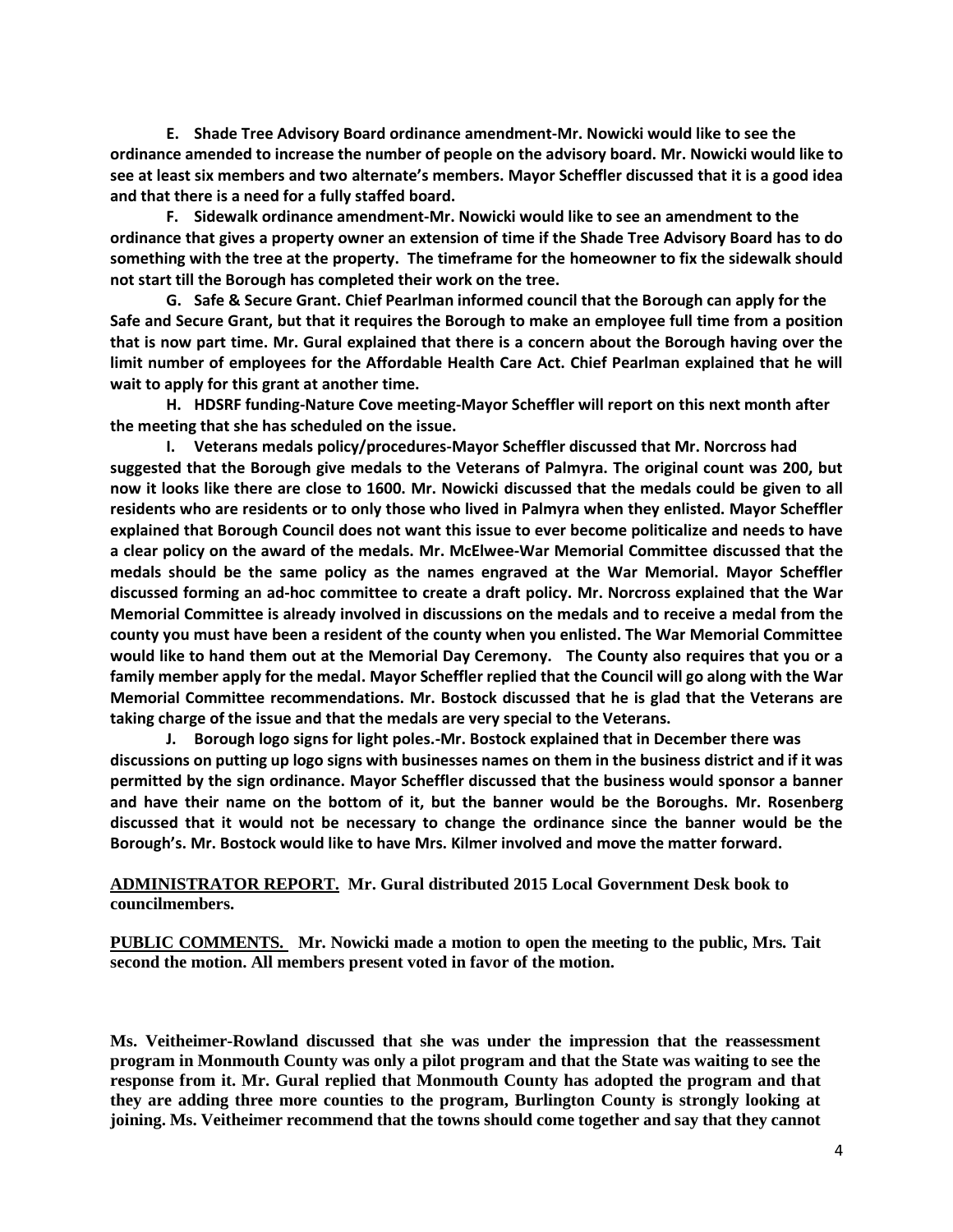**E. Shade Tree Advisory Board ordinance amendment-Mr. Nowicki would like to see the ordinance amended to increase the number of people on the advisory board. Mr. Nowicki would like to see at least six members and two alternate's members. Mayor Scheffler discussed that it is a good idea and that there is a need for a fully staffed board.**

**F. Sidewalk ordinance amendment-Mr. Nowicki would like to see an amendment to the ordinance that gives a property owner an extension of time if the Shade Tree Advisory Board has to do something with the tree at the property. The timeframe for the homeowner to fix the sidewalk should not start till the Borough has completed their work on the tree.**

**G. Safe & Secure Grant. Chief Pearlman informed council that the Borough can apply for the Safe and Secure Grant, but that it requires the Borough to make an employee full time from a position that is now part time. Mr. Gural explained that there is a concern about the Borough having over the limit number of employees for the Affordable Health Care Act. Chief Pearlman explained that he will wait to apply for this grant at another time.**

**H. HDSRF funding-Nature Cove meeting-Mayor Scheffler will report on this next month after the meeting that she has scheduled on the issue.**

**I. Veterans medals policy/procedures-Mayor Scheffler discussed that Mr. Norcross had suggested that the Borough give medals to the Veterans of Palmyra. The original count was 200, but now it looks like there are close to 1600. Mr. Nowicki discussed that the medals could be given to all residents who are residents or to only those who lived in Palmyra when they enlisted. Mayor Scheffler explained that Borough Council does not want this issue to ever become politicalize and needs to have a clear policy on the award of the medals. Mr. McElwee-War Memorial Committee discussed that the medals should be the same policy as the names engraved at the War Memorial. Mayor Scheffler discussed forming an ad-hoc committee to create a draft policy. Mr. Norcross explained that the War Memorial Committee is already involved in discussions on the medals and to receive a medal from the county you must have been a resident of the county when you enlisted. The War Memorial Committee would like to hand them out at the Memorial Day Ceremony. The County also requires that you or a family member apply for the medal. Mayor Scheffler replied that the Council will go along with the War Memorial Committee recommendations. Mr. Bostock discussed that he is glad that the Veterans are taking charge of the issue and that the medals are very special to the Veterans.**

**J. Borough logo signs for light poles.-Mr. Bostock explained that in December there was discussions on putting up logo signs with businesses names on them in the business district and if it was permitted by the sign ordinance. Mayor Scheffler discussed that the business would sponsor a banner and have their name on the bottom of it, but the banner would be the Boroughs. Mr. Rosenberg discussed that it would not be necessary to change the ordinance since the banner would be the Borough's. Mr. Bostock would like to have Mrs. Kilmer involved and move the matter forward.**

**ADMINISTRATOR REPORT.** **Mr. Gural distributed 2015 Local Government Desk book to councilmembers.**

**PUBLIC COMMENTS.** **Mr. Nowicki made a motion to open the meeting to the public, Mrs. Tait second the motion. All members present voted in favor of the motion.**

**Ms. Veitheimer-Rowland discussed that she was under the impression that the reassessment program in Monmouth County was only a pilot program and that the State was waiting to see the response from it. Mr. Gural replied that Monmouth County has adopted the program and that they are adding three more counties to the program, Burlington County is strongly looking at joining. Ms. Veitheimer recommend that the towns should come together and say that they cannot**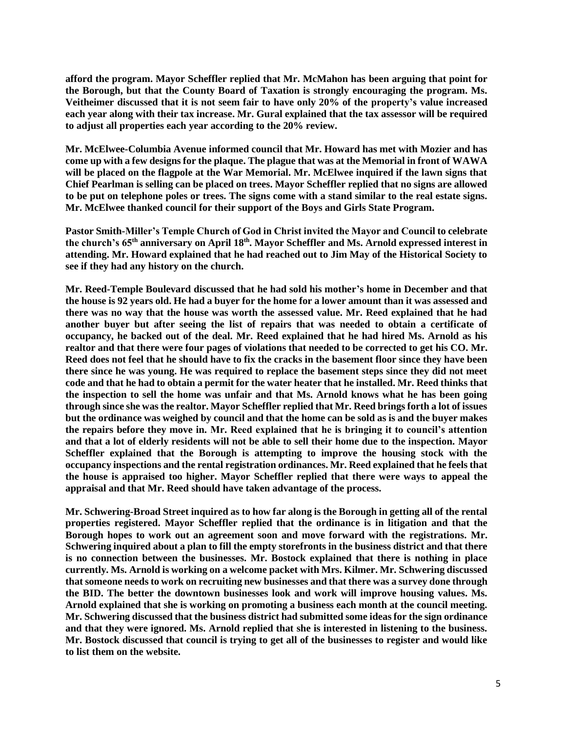**afford the program. Mayor Scheffler replied that Mr. McMahon has been arguing that point for the Borough, but that the County Board of Taxation is strongly encouraging the program. Ms. Veitheimer discussed that it is not seem fair to have only 20% of the property's value increased each year along with their tax increase. Mr. Gural explained that the tax assessor will be required to adjust all properties each year according to the 20% review.**

**Mr. McElwee-Columbia Avenue informed council that Mr. Howard has met with Mozier and has come up with a few designs for the plaque. The plague that was at the Memorial in front of WAWA will be placed on the flagpole at the War Memorial. Mr. McElwee inquired if the lawn signs that Chief Pearlman is selling can be placed on trees. Mayor Scheffler replied that no signs are allowed to be put on telephone poles or trees. The signs come with a stand similar to the real estate signs. Mr. McElwee thanked council for their support of the Boys and Girls State Program.**

**Pastor Smith-Miller's Temple Church of God in Christ invited the Mayor and Council to celebrate the church's 65th anniversary on April 18th. Mayor Scheffler and Ms. Arnold expressed interest in attending. Mr. Howard explained that he had reached out to Jim May of the Historical Society to see if they had any history on the church.**

**Mr. Reed-Temple Boulevard discussed that he had sold his mother's home in December and that the house is 92 years old. He had a buyer for the home for a lower amount than it was assessed and there was no way that the house was worth the assessed value. Mr. Reed explained that he had another buyer but after seeing the list of repairs that was needed to obtain a certificate of occupancy, he backed out of the deal. Mr. Reed explained that he had hired Ms. Arnold as his realtor and that there were four pages of violations that needed to be corrected to get his CO. Mr. Reed does not feel that he should have to fix the cracks in the basement floor since they have been there since he was young. He was required to replace the basement steps since they did not meet code and that he had to obtain a permit for the water heater that he installed. Mr. Reed thinks that the inspection to sell the home was unfair and that Ms. Arnold knows what he has been going through since she was the realtor. Mayor Scheffler replied that Mr. Reed brings forth a lot of issues but the ordinance was weighed by council and that the home can be sold as is and the buyer makes the repairs before they move in. Mr. Reed explained that he is bringing it to council's attention and that a lot of elderly residents will not be able to sell their home due to the inspection. Mayor Scheffler explained that the Borough is attempting to improve the housing stock with the occupancy inspections and the rental registration ordinances. Mr. Reed explained that he feels that the house is appraised too higher. Mayor Scheffler replied that there were ways to appeal the appraisal and that Mr. Reed should have taken advantage of the process.**

**Mr. Schwering-Broad Street inquired as to how far along is the Borough in getting all of the rental properties registered. Mayor Scheffler replied that the ordinance is in litigation and that the Borough hopes to work out an agreement soon and move forward with the registrations. Mr. Schwering inquired about a plan to fill the empty storefronts in the business district and that there is no connection between the businesses. Mr. Bostock explained that there is nothing in place currently. Ms. Arnold is working on a welcome packet with Mrs. Kilmer. Mr. Schwering discussed that someone needs to work on recruiting new businesses and that there was a survey done through the BID. The better the downtown businesses look and work will improve housing values. Ms. Arnold explained that she is working on promoting a business each month at the council meeting. Mr. Schwering discussed that the business district had submitted some ideas for the sign ordinance and that they were ignored. Ms. Arnold replied that she is interested in listening to the business. Mr. Bostock discussed that council is trying to get all of the businesses to register and would like to list them on the website.**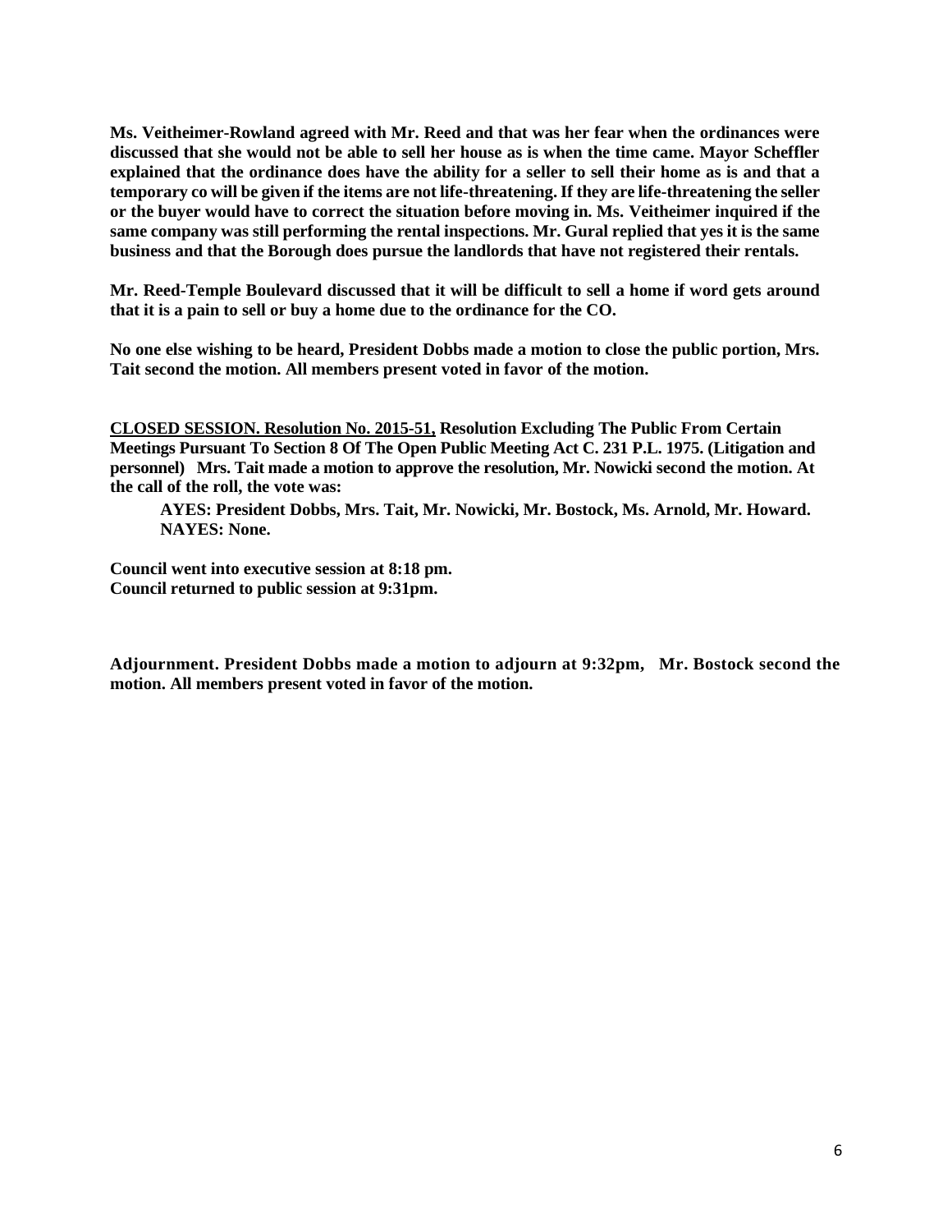**Ms. Veitheimer-Rowland agreed with Mr. Reed and that was her fear when the ordinances were discussed that she would not be able to sell her house as is when the time came. Mayor Scheffler explained that the ordinance does have the ability for a seller to sell their home as is and that a temporary co will be given if the items are not life-threatening. If they are life-threatening the seller or the buyer would have to correct the situation before moving in. Ms. Veitheimer inquired if the same company was still performing the rental inspections. Mr. Gural replied that yes it is the same business and that the Borough does pursue the landlords that have not registered their rentals.**

**Mr. Reed-Temple Boulevard discussed that it will be difficult to sell a home if word gets around that it is a pain to sell or buy a home due to the ordinance for the CO.**

**No one else wishing to be heard, President Dobbs made a motion to close the public portion, Mrs. Tait second the motion. All members present voted in favor of the motion.**

**<u>CLOSED SESSION. Resolution No. 2015-51,</u> Resolution Excluding The Public From Certain Meetings Pursuant To Section 8 Of The Open Public Meeting Act C. 231 P.L. 1975. (Litigation and personnel) Mrs. Tait made a motion to approve the resolution, Mr. Nowicki second the motion. At the call of the roll, the vote was:**

**AYES: President Dobbs, Mrs. Tait, Mr. Nowicki, Mr. Bostock, Ms. Arnold, Mr. Howard.**
**NAYES: None.**

**Council went into executive session at 8:18 pm.**
**Council returned to public session at 9:31pm.**

**Adjournment. President Dobbs made a motion to adjourn at 9:32pm, Mr. Bostock second the motion. All members present voted in favor of the motion.**